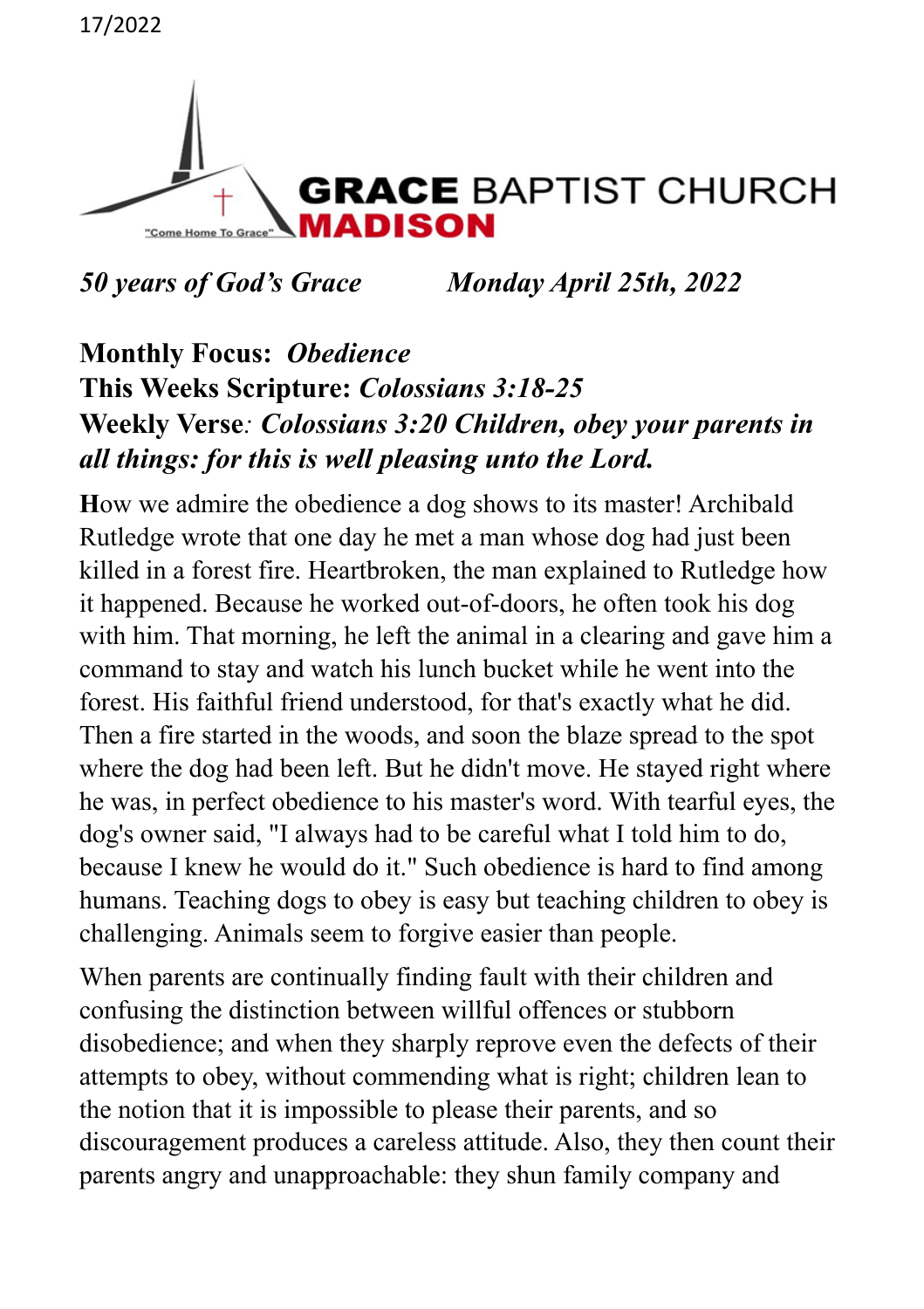17/2022

# GRACE BAPTIST CHURCH MADISON

"Come Home To Grace"

*50 years of God's Grace* *Monday April 25th, 2022*

**Monthly Focus:** ***Obedience***

**This Weeks Scripture:** ***Colossians 3:18-25***

**Weekly Verse***:* ***Colossians 3:20 Children, obey your parents in all things: for this is well pleasing unto the Lord.***

**H**ow we admire the obedience a dog shows to its master! Archibald Rutledge wrote that one day he met a man whose dog had just been killed in a forest fire. Heartbroken, the man explained to Rutledge how it happened. Because he worked out-of-doors, he often took his dog with him. That morning, he left the animal in a clearing and gave him a command to stay and watch his lunch bucket while he went into the forest. His faithful friend understood, for that's exactly what he did. Then a fire started in the woods, and soon the blaze spread to the spot where the dog had been left. But he didn't move. He stayed right where he was, in perfect obedience to his master's word. With tearful eyes, the dog's owner said, "I always had to be careful what I told him to do, because I knew he would do it." Such obedience is hard to find among humans. Teaching dogs to obey is easy but teaching children to obey is challenging. Animals seem to forgive easier than people.

When parents are continually finding fault with their children and confusing the distinction between willful offences or stubborn disobedience; and when they sharply reprove even the defects of their attempts to obey, without commending what is right; children lean to the notion that it is impossible to please their parents, and so discouragement produces a careless attitude. Also, they then count their parents angry and unapproachable: they shun family company and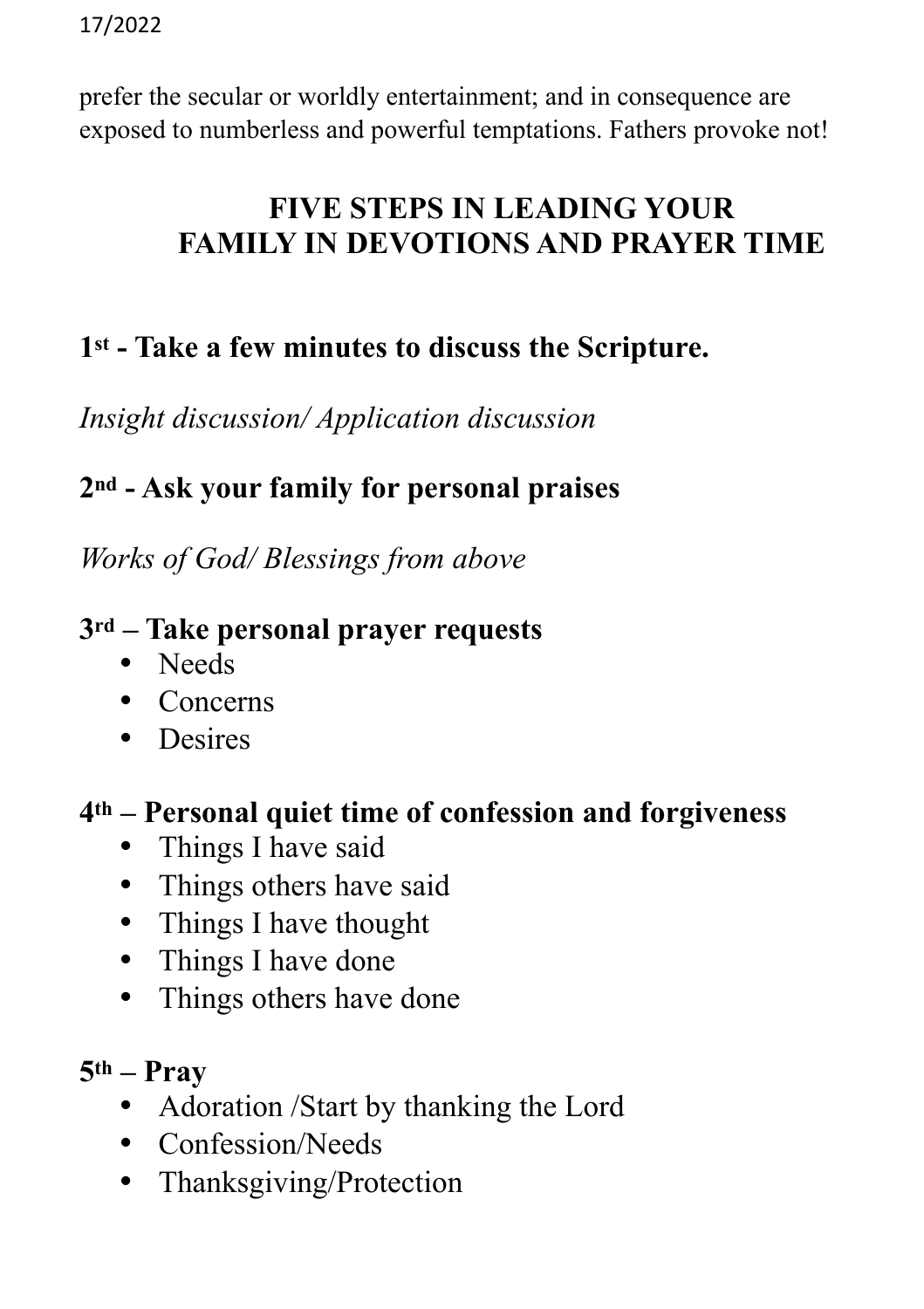prefer the secular or worldly entertainment; and in consequence are exposed to numberless and powerful temptations. Fathers provoke not!

## FIVE STEPS IN LEADING YOUR FAMILY IN DEVOTIONS AND PRAYER TIME

### 1st - Take a few minutes to discuss the Scripture.

*Insight discussion/ Application discussion*

### 2nd - Ask your family for personal praises

*Works of God/ Blessings from above*

### 3rd – Take personal prayer requests

- Needs
- Concerns
- Desires

### 4th – Personal quiet time of confession and forgiveness

- Things I have said
- Things others have said
- Things I have thought
- Things I have done
- Things others have done

### 5th – Pray

- Adoration /Start by thanking the Lord
- Confession/Needs
- Thanksgiving/Protection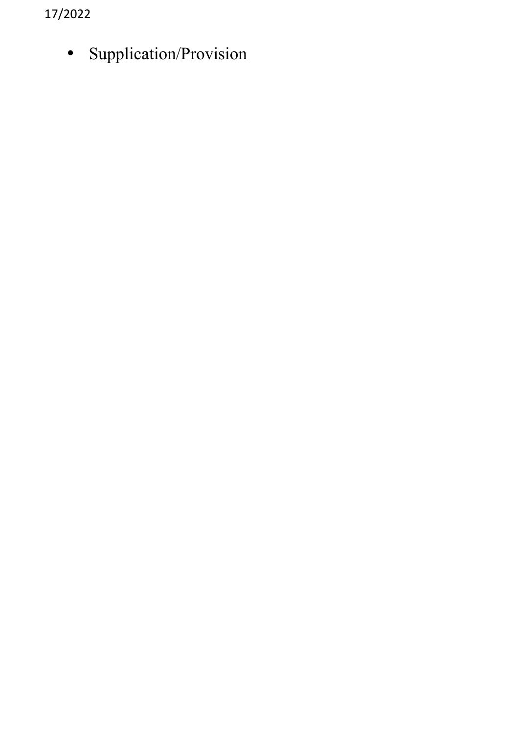- Supplication/Provision